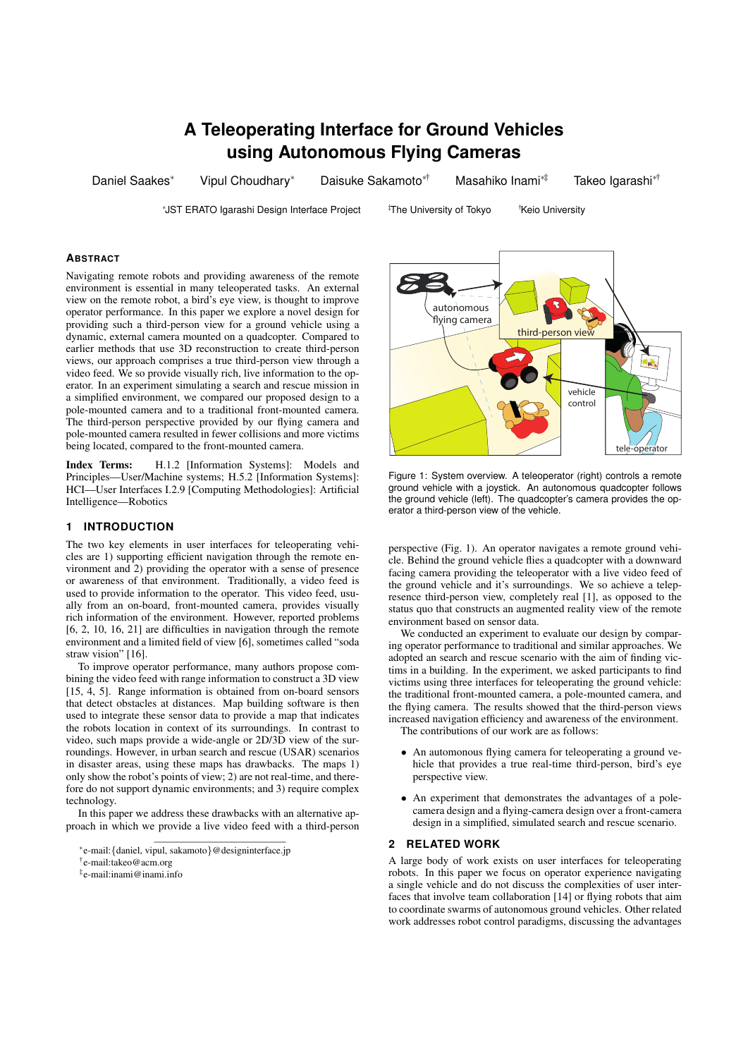# A Teleoperating Interface for Ground Vehicles using Autonomous Flying Cameras

Daniel Saakes[*] Vipul Choudhary[*] Daisuke Sakamoto[*†] Masahiko Inami[*‡] Takeo Igarashi[*†]

[*]JST ERATO Igarashi Design Interface Project [‡]The University of Tokyo [†]Keio University

## Abstract

Navigating remote robots and providing awareness of the remote environment is essential in many teleoperated tasks. An external view on the remote robot, a bird's eye view, is thought to improve operator performance. In this paper we explore a novel design for providing such a third-person view for a ground vehicle using a dynamic, external camera mounted on a quadcopter. Compared to earlier methods that use 3D reconstruction to create third-person views, our approach comprises a true third-person view through a video feed. We so provide visually rich, live information to the operator. In an experiment simulating a search and rescue mission in a simplified environment, we compared our proposed design to a pole-mounted camera and to a traditional front-mounted camera. The third-person perspective provided by our flying camera and pole-mounted camera resulted in fewer collisions and more victims being located, compared to the front-mounted camera.

**Index Terms:** H.1.2 [Information Systems]: Models and Principles—User/Machine systems; H.5.2 [Information Systems]: HCI—User Interfaces I.2.9 [Computing Methodologies]: Artificial Intelligence—Robotics

## 1 Introduction

The two key elements in user interfaces for teleoperating vehicles are 1) supporting efficient navigation through the remote environment and 2) providing the operator with a sense of presence or awareness of that environment. Traditionally, a video feed is used to provide information to the operator. This video feed, usually from an on-board, front-mounted camera, provides visually rich information of the environment. However, reported problems [6, 2, 10, 16, 21] are difficulties in navigation through the remote environment and a limited field of view [6], sometimes called "soda straw vision" [16].

To improve operator performance, many authors propose combining the video feed with range information to construct a 3D view [15, 4, 5]. Range information is obtained from on-board sensors that detect obstacles at distances. Map building software is then used to integrate these sensor data to provide a map that indicates the robots location in context of its surroundings. In contrast to video, such maps provide a wide-angle or 2D/3D view of the surroundings. However, in urban search and rescue (USAR) scenarios in disaster areas, using these maps has drawbacks. The maps 1) only show the robot's points of view; 2) are not real-time, and therefore do not support dynamic environments; and 3) require complex technology.

In this paper we address these drawbacks with an alternative approach in which we provide a live video feed with a third-person perspective (Fig. 1). An operator navigates a remote ground vehicle. Behind the ground vehicle flies a quadcopter with a downward facing camera providing the teleoperator with a live video feed of the ground vehicle and it's surroundings. We so achieve a telepresence third-person view, completely real [1], as opposed to the status quo that constructs an augmented reality view of the remote environment based on sensor data.

Figure 1: System overview. A teleoperator (right) controls a remote ground vehicle with a joystick. An autonomous quadcopter follows the ground vehicle (left). The quadcopter's camera provides the operator a third-person view of the vehicle.

We conducted an experiment to evaluate our design by comparing operator performance to traditional and similar approaches. We adopted an search and rescue scenario with the aim of finding victims in a building. In the experiment, we asked participants to find victims using three interfaces for teleoperating the ground vehicle: the traditional front-mounted camera, a pole-mounted camera, and the flying camera. The results showed that the third-person views increased navigation efficiency and awareness of the environment.

The contributions of our work are as follows:

- An autonomous flying camera for teleoperating a ground vehicle that provides a true real-time third-person, bird's eye perspective view.
- An experiment that demonstrates the advantages of a pole-camera design and a flying-camera design over a front-camera design in a simplified, simulated search and rescue scenario.

## 2 Related Work

A large body of work exists on user interfaces for teleoperating robots. In this paper we focus on operator experience navigating a single vehicle and do not discuss the complexities of user interfaces that involve team collaboration [14] or flying robots that aim to coordinate swarms of autonomous ground vehicles. Other related work addresses robot control paradigms, discussing the advantages

[*]e-mail:{daniel, vipul, sakamoto}@designinterface.jp
[†]e-mail:takeo@acm.org
[‡]e-mail:inami@inami.info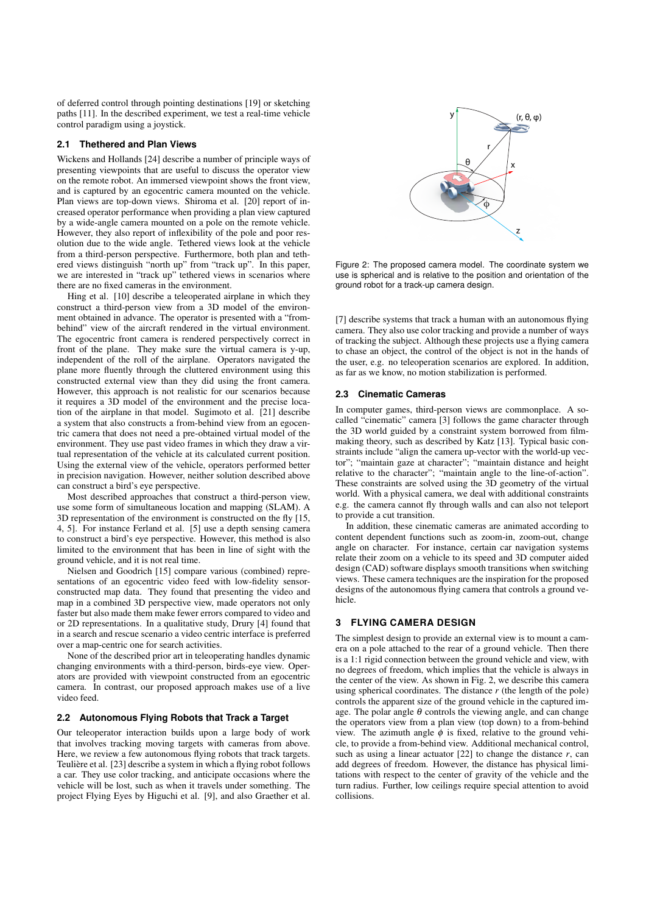of deferred control through pointing destinations [19] or sketching paths [11]. In the described experiment, we test a real-time vehicle control paradigm using a joystick.

### 2.1 Thethered and Plan Views

Wickens and Hollands [24] describe a number of principle ways of presenting viewpoints that are useful to discuss the operator view on the remote robot. An immersed viewpoint shows the front view, and is captured by an egocentric camera mounted on the vehicle. Plan views are top-down views. Shiroma et al. [20] report of increased operator performance when providing a plan view captured by a wide-angle camera mounted on a pole on the remote vehicle. However, they also report of inflexibility of the pole and poor resolution due to the wide angle. Tethered views look at the vehicle from a third-person perspective. Furthermore, both plan and tethered views distinguish "north up" from "track up". In this paper, we are interested in "track up" tethered views in scenarios where there are no fixed cameras in the environment.

Hing et al. [10] describe a teleoperated airplane in which they construct a third-person view from a 3D model of the environment obtained in advance. The operator is presented with a "from-behind" view of the aircraft rendered in the virtual environment. The egocentric front camera is rendered perspectively correct in front of the plane. They make sure the virtual camera is y-up, independent of the roll of the airplane. Operators navigated the plane more fluently through the cluttered environment using this constructed external view than they did using the front camera. However, this approach is not realistic for our scenarios because it requires a 3D model of the environment and the precise location of the airplane in that model. Sugimoto et al. [21] describe a system that also constructs a from-behind view from an egocentric camera that does not need a pre-obtained virtual model of the environment. They use past video frames in which they draw a virtual representation of the vehicle at its calculated current position. Using the external view of the vehicle, operators performed better in precision navigation. However, neither solution described above can construct a bird's eye perspective.

Most described approaches that construct a third-person view, use some form of simultaneous location and mapping (SLAM). A 3D representation of the environment is constructed on the fly [15, 4, 5]. For instance Ferland et al. [5] use a depth sensing camera to construct a bird's eye perspective. However, this method is also limited to the environment that has been in line of sight with the ground vehicle, and it is not real time.

Nielsen and Goodrich [15] compare various (combined) representations of an egocentric video feed with low-fidelity sensor-constructed map data. They found that presenting the video and map in a combined 3D perspective view, made operators not only faster but also made them make fewer errors compared to video and or 2D representations. In a qualitative study, Drury [4] found that in a search and rescue scenario a video centric interface is preferred over a map-centric one for search activities.

None of the described prior art in teleoperating handles dynamic changing environments with a third-person, birds-eye view. Operators are provided with viewpoint constructed from an egocentric camera. In contrast, our proposed approach makes use of a live video feed.

### 2.2 Autonomous Flying Robots that Track a Target

Our teleoperator interaction builds upon a large body of work that involves tracking moving targets with cameras from above. Here, we review a few autonomous flying robots that track targets. Teulière et al. [23] describe a system in which a flying robot follows a car. They use color tracking, and anticipate occasions where the vehicle will be lost, such as when it travels under something. The project Flying Eyes by Higuchi et al. [9], and also Graether et al. [7] describe systems that track a human with an autonomous flying camera. They also use color tracking and provide a number of ways of tracking the subject. Although these projects use a flying camera to chase an object, the control of the object is not in the hands of the user, e.g. no teleoperation scenarios are explored. In addition, as far as we know, no motion stabilization is performed.

Figure 2: The proposed camera model. The coordinate system we use is spherical and is relative to the position and orientation of the ground robot for a track-up camera design.

### 2.3 Cinematic Cameras

In computer games, third-person views are commonplace. A so-called "cinematic" camera [3] follows the game character through the 3D world guided by a constraint system borrowed from film-making theory, such as described by Katz [13]. Typical basic constraints include "align the camera up-vector with the world-up vector"; "maintain gaze at character"; "maintain distance and height relative to the character"; "maintain angle to the line-of-action". These constraints are solved using the 3D geometry of the virtual world. With a physical camera, we deal with additional constraints e.g. the camera cannot fly through walls and can also not teleport to provide a cut transition.

In addition, these cinematic cameras are animated according to content dependent functions such as zoom-in, zoom-out, change angle on character. For instance, certain car navigation systems relate their zoom on a vehicle to its speed and 3D computer aided design (CAD) software displays smooth transitions when switching views. These camera techniques are the inspiration for the proposed designs of the autonomous flying camera that controls a ground vehicle.

## 3 Flying Camera Design

The simplest design to provide an external view is to mount a camera on a pole attached to the rear of a ground vehicle. Then there is a 1:1 rigid connection between the ground vehicle and view, with no degrees of freedom, which implies that the vehicle is always in the center of the view. As shown in Fig. 2, we describe this camera using spherical coordinates. The distance $r$ (the length of the pole) controls the apparent size of the ground vehicle in the captured image. The polar angle $\theta$ controls the viewing angle, and can change the operators view from a plan view (top down) to a from-behind view. The azimuth angle $\phi$ is fixed, relative to the ground vehicle, to provide a from-behind view. Additional mechanical control, such as using a linear actuator [22] to change the distance $r$, can add degrees of freedom. However, the distance has physical limitations with respect to the center of gravity of the vehicle and the turn radius. Further, low ceilings require special attention to avoid collisions.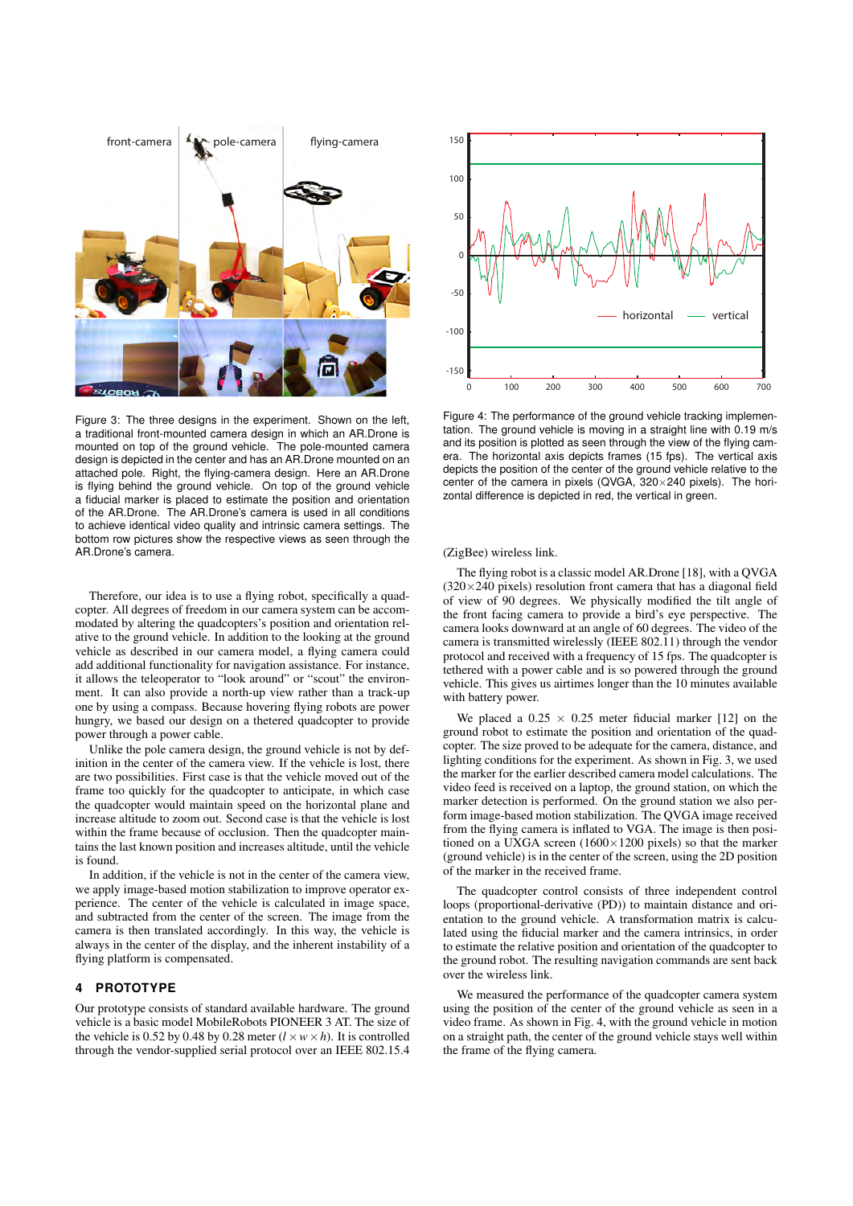front-camera

pole-camera

flying-camera

Figure 3: The three designs in the experiment. Shown on the left, a traditional front-mounted camera design in which an AR.Drone is mounted on top of the ground vehicle. The pole-mounted camera design is depicted in the center and has an AR.Drone mounted on an attached pole. Right, the flying-camera design. Here an AR.Drone is flying behind the ground vehicle. On top of the ground vehicle a fiducial marker is placed to estimate the position and orientation of the AR.Drone. The AR.Drone's camera is used in all conditions to achieve identical video quality and intrinsic camera settings. The bottom row pictures show the respective views as seen through the AR.Drone's camera.

150
100
50
0
-50
-100
-150
0 100 200 300 400 500 600 700
horizontal
vertical

Figure 4: The performance of the ground vehicle tracking implementation. The ground vehicle is moving in a straight line with 0.19 m/s and its position is plotted as seen through the view of the flying camera. The horizontal axis depicts frames (15 fps). The vertical axis depicts the position of the center of the ground vehicle relative to the center of the camera in pixels (QVGA, 320×240 pixels). The horizontal difference is depicted in red, the vertical in green.

Therefore, our idea is to use a flying robot, specifically a quadcopter. All degrees of freedom in our camera system can be accommodated by altering the quadcopters's position and orientation relative to the ground vehicle. In addition to the looking at the ground vehicle as described in our camera model, a flying camera could add additional functionality for navigation assistance. For instance, it allows the teleoperator to "look around" or "scout" the environment. It can also provide a north-up view rather than a track-up one by using a compass. Because hovering flying robots are power hungry, we based our design on a thetered quadcopter to provide power through a power cable.

Unlike the pole camera design, the ground vehicle is not by definition in the center of the camera view. If the vehicle is lost, there are two possibilities. First case is that the vehicle moved out of the frame too quickly for the quadcopter to anticipate, in which case the quadcopter would maintain speed on the horizontal plane and increase altitude to zoom out. Second case is that the vehicle is lost within the frame because of occlusion. Then the quadcopter maintains the last known position and increases altitude, until the vehicle is found.

In addition, if the vehicle is not in the center of the camera view, we apply image-based motion stabilization to improve operator experience. The center of the vehicle is calculated in image space, and subtracted from the center of the screen. The image from the camera is then translated accordingly. In this way, the vehicle is always in the center of the display, and the inherent instability of a flying platform is compensated.

## 4 PROTOTYPE

Our prototype consists of standard available hardware. The ground vehicle is a basic model MobileRobots PIONEER 3 AT. The size of the vehicle is 0.52 by 0.48 by 0.28 meter ($l \times w \times h$). It is controlled through the vendor-supplied serial protocol over an IEEE 802.15.4 (ZigBee) wireless link.

The flying robot is a classic model AR.Drone [18], with a QVGA (320×240 pixels) resolution front camera that has a diagonal field of view of 90 degrees. We physically modified the tilt angle of the front facing camera to provide a bird's eye perspective. The camera looks downward at an angle of 60 degrees. The video of the camera is transmitted wirelessly (IEEE 802.11) through the vendor protocol and received with a frequency of 15 fps. The quadcopter is tethered with a power cable and is so powered through the ground vehicle. This gives us airtimes longer than the 10 minutes available with battery power.

We placed a 0.25 × 0.25 meter fiducial marker [12] on the ground robot to estimate the position and orientation of the quadcopter. The size proved to be adequate for the camera, distance, and lighting conditions for the experiment. As shown in Fig. 3, we used the marker for the earlier described camera model calculations. The video feed is received on a laptop, the ground station, on which the marker detection is performed. On the ground station we also perform image-based motion stabilization. The QVGA image received from the flying camera is inflated to VGA. The image is then positioned on a UXGA screen (1600×1200 pixels) so that the marker (ground vehicle) is in the center of the screen, using the 2D position of the marker in the received frame.

The quadcopter control consists of three independent control loops (proportional-derivative (PD)) to maintain distance and orientation to the ground vehicle. A transformation matrix is calculated using the fiducial marker and the camera intrinsics, in order to estimate the relative position and orientation of the quadcopter to the ground robot. The resulting navigation commands are sent back over the wireless link.

We measured the performance of the quadcopter camera system using the position of the center of the ground vehicle as seen in a video frame. As shown in Fig. 4, with the ground vehicle in motion on a straight path, the center of the ground vehicle stays well within the frame of the flying camera.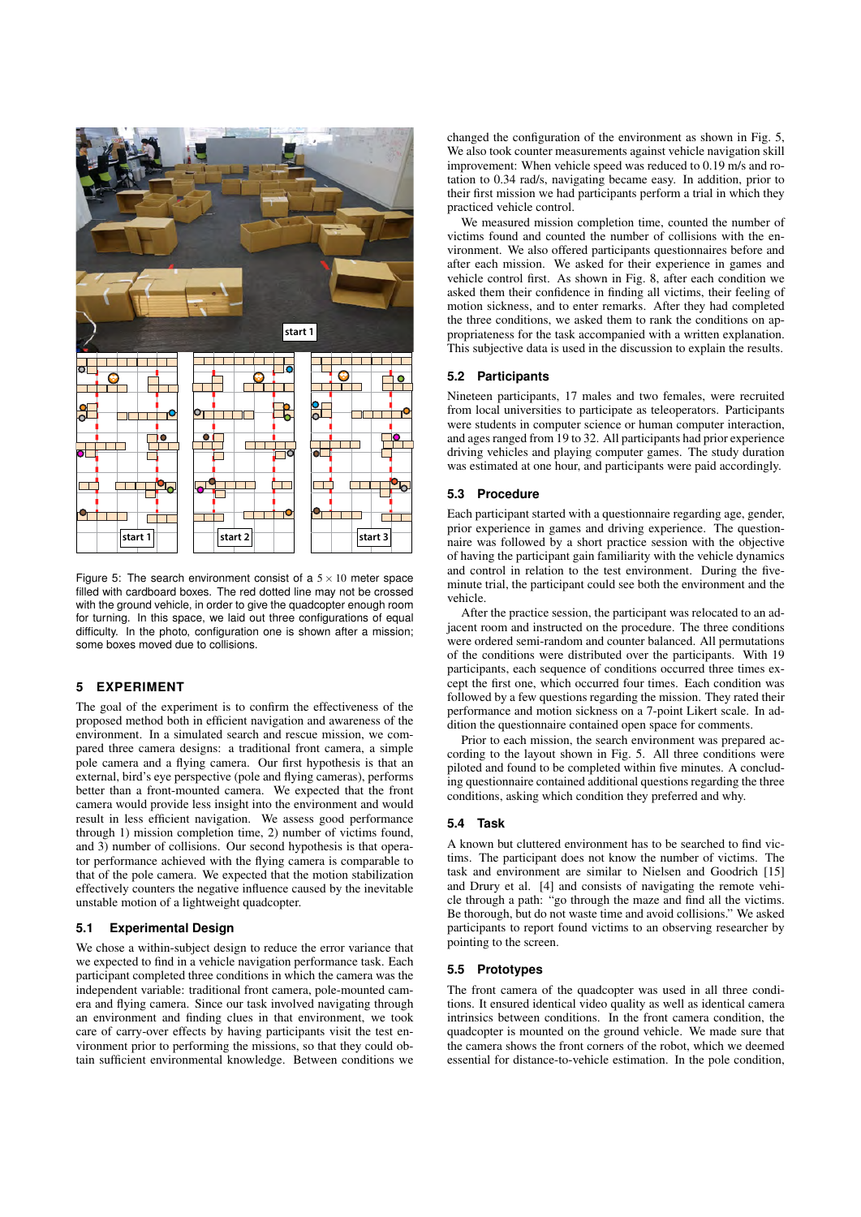Figure 5: The search environment consist of a $5 \times 10$ meter space filled with cardboard boxes. The red dotted line may not be crossed with the ground vehicle, in order to give the quadcopter enough room for turning. In this space, we laid out three configurations of equal difficulty. In the photo, configuration one is shown after a mission; some boxes moved due to collisions.

## 5 EXPERIMENT

The goal of the experiment is to confirm the effectiveness of the proposed method both in efficient navigation and awareness of the environment. In a simulated search and rescue mission, we compared three camera designs: a traditional front camera, a simple pole camera and a flying camera. Our first hypothesis is that an external, bird's eye perspective (pole and flying cameras), performs better than a front-mounted camera. We expected that the front camera would provide less insight into the environment and would result in less efficient navigation. We assess good performance through 1) mission completion time, 2) number of victims found, and 3) number of collisions. Our second hypothesis is that operator performance achieved with the flying camera is comparable to that of the pole camera. We expected that the motion stabilization effectively counters the negative influence caused by the inevitable unstable motion of a lightweight quadcopter.

### 5.1 Experimental Design

We chose a within-subject design to reduce the error variance that we expected to find in a vehicle navigation performance task. Each participant completed three conditions in which the camera was the independent variable: traditional front camera, pole-mounted camera and flying camera. Since our task involved navigating through an environment and finding clues in that environment, we took care of carry-over effects by having participants visit the test environment prior to performing the missions, so that they could obtain sufficient environmental knowledge. Between conditions we changed the configuration of the environment as shown in Fig. 5. We also took counter measurements against vehicle navigation skill improvement: When vehicle speed was reduced to 0.19 m/s and rotation to 0.34 rad/s, navigating became easy. In addition, prior to their first mission we had participants perform a trial in which they practiced vehicle control.

We measured mission completion time, counted the number of victims found and counted the number of collisions with the environment. We also offered participants questionnaires before and after each mission. We asked for their experience in games and vehicle control first. As shown in Fig. 8, after each condition we asked them their confidence in finding all victims, their feeling of motion sickness, and to enter remarks. After they had completed the three conditions, we asked them to rank the conditions on appropriateness for the task accompanied with a written explanation. This subjective data is used in the discussion to explain the results.

### 5.2 Participants

Nineteen participants, 17 males and two females, were recruited from local universities to participate as teleoperators. Participants were students in computer science or human computer interaction, and ages ranged from 19 to 32. All participants had prior experience driving vehicles and playing computer games. The study duration was estimated at one hour, and participants were paid accordingly.

### 5.3 Procedure

Each participant started with a questionnaire regarding age, gender, prior experience in games and driving experience. The questionnaire was followed by a short practice session with the objective of having the participant gain familiarity with the vehicle dynamics and control in relation to the test environment. During the five-minute trial, the participant could see both the environment and the vehicle.

After the practice session, the participant was relocated to an adjacent room and instructed on the procedure. The three conditions were ordered semi-random and counter balanced. All permutations of the conditions were distributed over the participants. With 19 participants, each sequence of conditions occurred three times except the first one, which occurred four times. Each condition was followed by a few questions regarding the mission. They rated their performance and motion sickness on a 7-point Likert scale. In addition the questionnaire contained open space for comments.

Prior to each mission, the search environment was prepared according to the layout shown in Fig. 5. All three conditions were piloted and found to be completed within five minutes. A concluding questionnaire contained additional questions regarding the three conditions, asking which condition they preferred and why.

### 5.4 Task

A known but cluttered environment has to be searched to find victims. The participant does not know the number of victims. The task and environment are similar to Nielsen and Goodrich [15] and Drury et al. [4] and consists of navigating the remote vehicle through a path: "go through the maze and find all the victims. Be thorough, but do not waste time and avoid collisions." We asked participants to report found victims to an observing researcher by pointing to the screen.

### 5.5 Prototypes

The front camera of the quadcopter was used in all three conditions. It ensured identical video quality as well as identical camera intrinsics between conditions. In the front camera condition, the quadcopter is mounted on the ground vehicle. We made sure that the camera shows the front corners of the robot, which we deemed essential for distance-to-vehicle estimation. In the pole condition,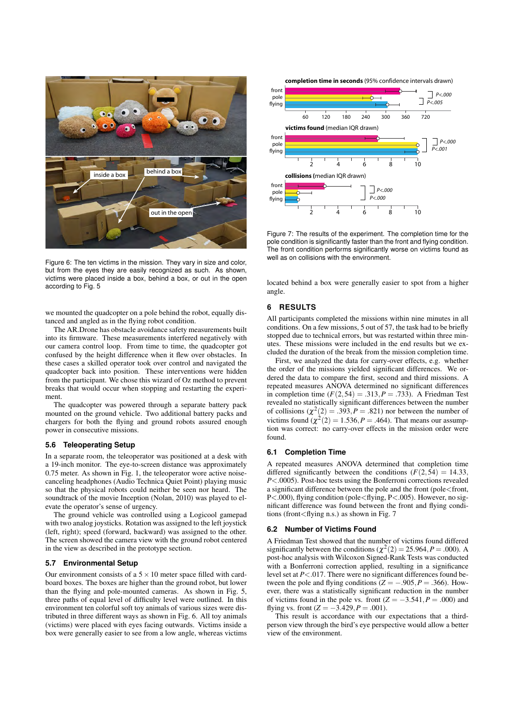Figure 6: The ten victims in the mission. They vary in size and color, but from the eyes they are easily recognized as such. As shown, victims were placed inside a box, behind a box, or out in the open according to Fig. 5

we mounted the quadcopter on a pole behind the robot, equally distanced and angled as in the flying robot condition.

The AR.Drone has obstacle avoidance safety measurements built into its firmware. These measurements interfered negatively with our camera control loop. From time to time, the quadcopter got confused by the height difference when it flew over obstacles. In these cases a skilled operator took over control and navigated the quadcopter back into position. These interventions were hidden from the participant. We chose this wizard of Oz method to prevent breaks that would occur when stopping and restarting the experiment.

The quadcopter was powered through a separate battery pack mounted on the ground vehicle. Two additional battery packs and chargers for both the flying and ground robots assured enough power in consecutive missions.

### 5.6 Teleoperating Setup

In a separate room, the teleoperator was positioned at a desk with a 19-inch monitor. The eye-to-screen distance was approximately 0.75 meter. As shown in Fig. 1, the teleoperator wore active noise-canceling headphones (Audio Technica Quiet Point) playing music so that the physical robots could neither be seen nor heard. The soundtrack of the movie Inception (Nolan, 2010) was played to elevate the operator's sense of urgency.

The ground vehicle was controlled using a Logicool gamepad with two analog joysticks. Rotation was assigned to the left joystick (left, right); speed (forward, backward) was assigned to the other. The screen showed the camera view with the ground robot centered in the view as described in the prototype section.

### 5.7 Environmental Setup

Our environment consists of a $5 \times 10$ meter space filled with cardboard boxes. The boxes are higher than the ground robot, but lower than the flying and pole-mounted cameras. As shown in Fig. 5, three paths of equal level of difficulty level were outlined. In this environment ten colorful soft toy animals of various sizes were distributed in three different ways as shown in Fig. 6. All toy animals (victims) were placed with eyes facing outwards. Victims inside a box were generally easier to see from a low angle, whereas victims located behind a box were generally easier to spot from a higher angle.

Figure 7: The results of the experiment. The completion time for the pole condition is significantly faster than the front and flying condition. The front condition performs significantly worse on victims found as well as on collisions with the environment.

## 6 RESULTS

All participants completed the missions within nine minutes in all conditions. On a few missions, 5 out of 57, the task had to be briefly stopped due to technical errors, but was restarted within three minutes. These missions were included in the end results but we excluded the duration of the break from the mission completion time.

First, we analyzed the data for carry-over effects, e.g. whether the order of the missions yielded significant differences. We ordered the data to compare the first, second and third missions. A repeated measures ANOVA determined no significant differences in completion time ($F(2,54) = .313, P = .733$). A Friedman Test revealed no statistically significant differences between the number of collisions ($\chi^2(2) = .393, P = .821$) nor between the number of victims found ($\chi^2(2) = 1.536, P = .464$). That means our assumption was correct: no carry-over effects in the mission order were found.

### 6.1 Completion Time

A repeated measures ANOVA determined that completion time differed significantly between the conditions ($F(2,54) = 14.33$, $P<.0005$). Post-hoc tests using the Bonferroni corrections revealed a significant difference between the pole and the front (pole<front, P<.000), flying condition (pole<flying, P<.005). However, no significant difference was found between the front and flying conditions (front<flying n.s.) as shown in Fig. 7

### 6.2 Number of Victims Found

A Friedman Test showed that the number of victims found differed significantly between the conditions ($\chi^2(2) = 25.964, P = .000$). A post-hoc analysis with Wilcoxon Signed-Rank Tests was conducted with a Bonferroni correction applied, resulting in a significance level set at $P<.017$. There were no significant differences found between the pole and flying conditions ($Z = -.905, P = .366$). However, there was a statistically significant reduction in the number of victims found in the pole vs. front ($Z = -3.541, P = .000$) and flying vs. front ($Z = -3.429, P = .001$).

This result is accordance with our expectations that a third-person view through the bird's eye perspective would allow a better view of the environment.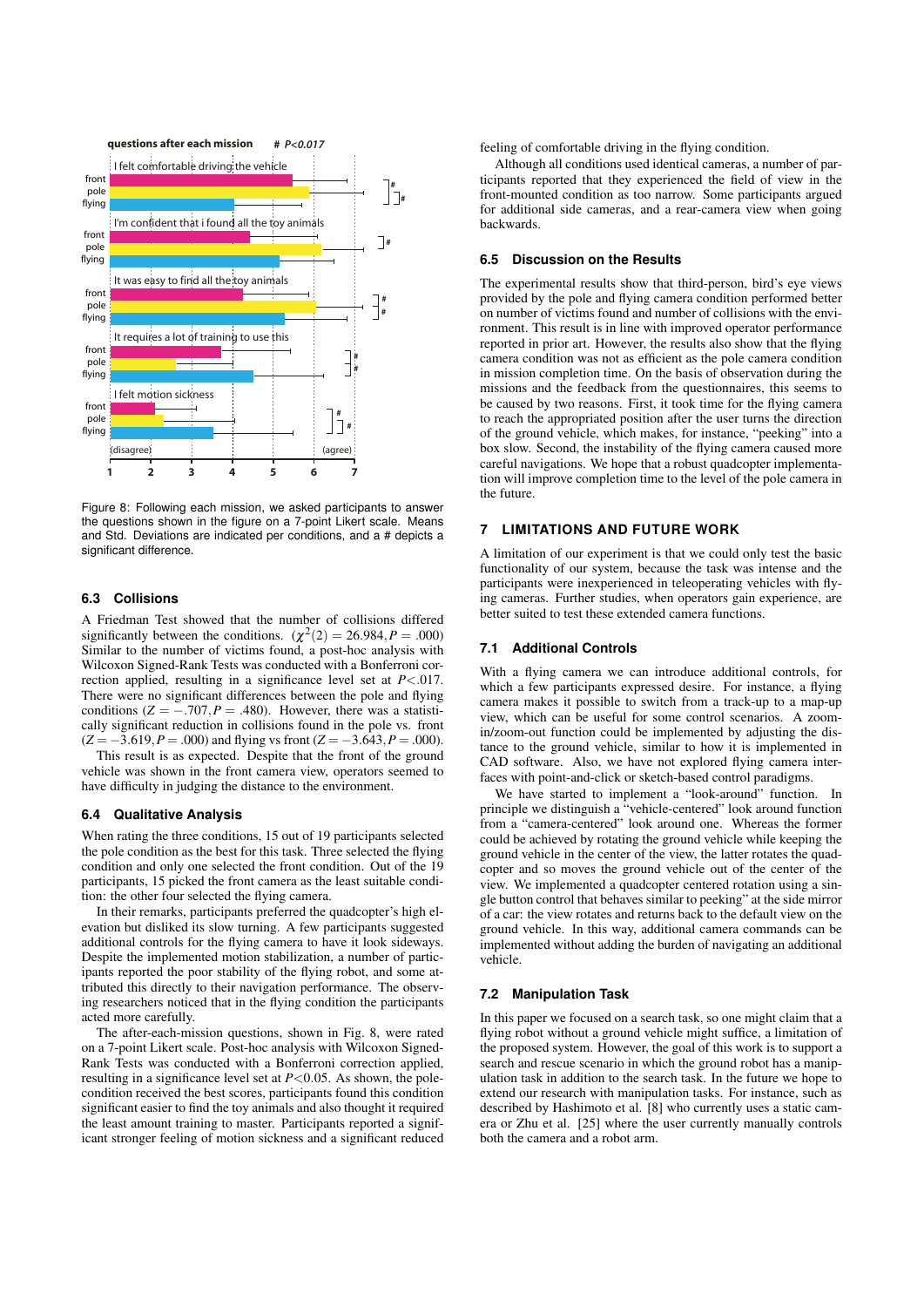questions after each mission   # P<0.017

I felt comfortable driving the vehicle
front
pole
flying
#
#

I'm confident that i found all the toy animals
front
pole
flying
#

It was easy to find all the toy animals
front
pole
flying
#
#

It requires a lot of training to use this
front
pole
flying
#
#

I felt motion sickness
front
pole
flying
#
#

(disagree)   (agree)

1 2 3 4 5 6 7

Figure 8: Following each mission, we asked participants to answer the questions shown in the figure on a 7-point Likert scale. Means and Std. Deviations are indicated per conditions, and a # depicts a significant difference.

### 6.3 Collisions

A Friedman Test showed that the number of collisions differed significantly between the conditions. ($\chi^2(2) = 26.984, P = .000$) Similar to the number of victims found, a post-hoc analysis with Wilcoxon Signed-Rank Tests was conducted with a Bonferroni correction applied, resulting in a significance level set at $P<.017$. There were no significant differences between the pole and flying conditions ($Z = -.707, P = .480$). However, there was a statistically significant reduction in collisions found in the pole vs. front ($Z = -3.619, P = .000$) and flying vs front ($Z = -3.643, P = .000$).

This result is as expected. Despite that the front of the ground vehicle was shown in the front camera view, operators seemed to have difficulty in judging the distance to the environment.

### 6.4 Qualitative Analysis

When rating the three conditions, 15 out of 19 participants selected the pole condition as the best for this task. Three selected the flying condition and only one selected the front condition. Out of the 19 participants, 15 picked the front camera as the least suitable condition: the other four selected the flying camera.

In their remarks, participants preferred the quadcopter's high elevation but disliked its slow turning. A few participants suggested additional controls for the flying camera to have it look sideways. Despite the implemented motion stabilization, a number of participants reported the poor stability of the flying robot, and some attributed this directly to their navigation performance. The observing researchers noticed that in the flying condition the participants acted more carefully.

The after-each-mission questions, shown in Fig. 8, were rated on a 7-point Likert scale. Post-hoc analysis with Wilcoxon Signed-Rank Tests was conducted with a Bonferroni correction applied, resulting in a significance level set at $P<0.05$. As shown, the pole-condition received the best scores, participants found this condition significant easier to find the toy animals and also thought it required the least amount training to master. Participants reported a significant stronger feeling of motion sickness and a significant reduced feeling of comfortable driving in the flying condition.

Although all conditions used identical cameras, a number of participants reported that they experienced the field of view in the front-mounted condition as too narrow. Some participants argued for additional side cameras, and a rear-camera view when going backwards.

### 6.5 Discussion on the Results

The experimental results show that third-person, bird's eye views provided by the pole and flying camera condition performed better on number of victims found and number of collisions with the environment. This result is in line with improved operator performance reported in prior art. However, the results also show that the flying camera condition was not as efficient as the pole camera condition in mission completion time. On the basis of observation during the missions and the feedback from the questionnaires, this seems to be caused by two reasons. First, it took time for the flying camera to reach the appropriated position after the user turns the direction of the ground vehicle, which makes, for instance, "peeking" into a box slow. Second, the instability of the flying camera caused more careful navigations. We hope that a robust quadcopter implementation will improve completion time to the level of the pole camera in the future.

## 7 LIMITATIONS AND FUTURE WORK

A limitation of our experiment is that we could only test the basic functionality of our system, because the task was intense and the participants were inexperienced in teleoperating vehicles with flying cameras. Further studies, when operators gain experience, are better suited to test these extended camera functions.

### 7.1 Additional Controls

With a flying camera we can introduce additional controls, for which a few participants expressed desire. For instance, a flying camera makes it possible to switch from a track-up to a map-up view, which can be useful for some control scenarios. A zoom-in/zoom-out function could be implemented by adjusting the distance to the ground vehicle, similar to how it is implemented in CAD software. Also, we have not explored flying camera interfaces with point-and-click or sketch-based control paradigms.

We have started to implement a "look-around" function. In principle we distinguish a "vehicle-centered" look around function from a "camera-centered" look around one. Whereas the former could be achieved by rotating the ground vehicle while keeping the ground vehicle in the center of the view, the latter rotates the quadcopter and so moves the ground vehicle out of the center of the view. We implemented a quadcopter centered rotation using a single button control that behaves similar to peeking" at the side mirror of a car: the view rotates and returns back to the default view on the ground vehicle. In this way, additional camera commands can be implemented without adding the burden of navigating an additional vehicle.

### 7.2 Manipulation Task

In this paper we focused on a search task, so one might claim that a flying robot without a ground vehicle might suffice, a limitation of the proposed system. However, the goal of this work is to support a search and rescue scenario in which the ground robot has a manipulation task in addition to the search task. In the future we hope to extend our research with manipulation tasks. For instance, such as described by Hashimoto et al. [8] who currently uses a static camera or Zhu et al. [25] where the user currently manually controls both the camera and a robot arm.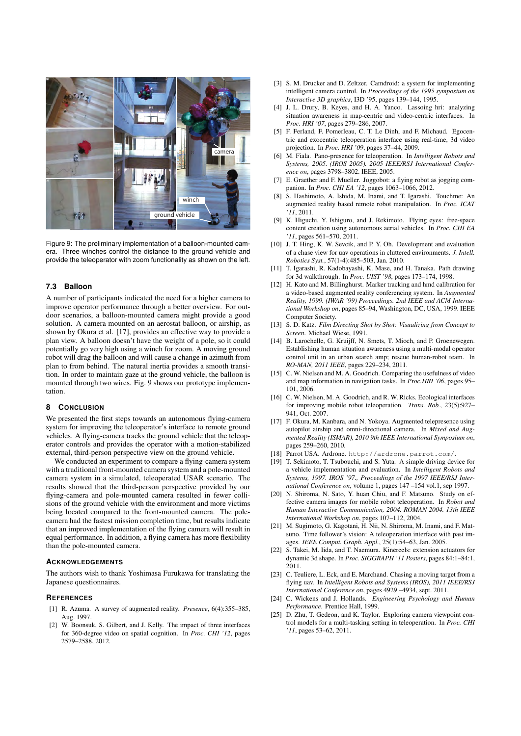camera

winch

ground vehicle

Figure 9: The preliminary implementation of a balloon-mounted camera. Three winches control the distance to the ground vehicle and provide the teleoperator with zoom functionality as shown on the left.

### 7.3 Balloon

A number of participants indicated the need for a higher camera to improve operator performance through a better overview. For outdoor scenarios, a balloon-mounted camera might provide a good solution. A camera mounted on an aerostat balloon, or airship, as shown by Okura et al. [17], provides an effective way to provide a plan view. A balloon doesn't have the weight of a pole, so it could potentially go very high using a winch for zoom. A moving ground robot will drag the balloon and will cause a change in azimuth from plan to from behind. The natural inertia provides a smooth transition. In order to maintain gaze at the ground vehicle, the balloon is mounted through two wires. Fig. 9 shows our prototype implementation.

## 8 Conclusion

We presented the first steps towards an autonomous flying-camera system for improving the teleoperator's interface to remote ground vehicles. A flying-camera tracks the ground vehicle that the teleoperator controls and provides the operator with a motion-stabilized external, third-person perspective view on the ground vehicle.

We conducted an experiment to compare a flying-camera system with a traditional front-mounted camera system and a pole-mounted camera system in a simulated, teleoperated USAR scenario. The results showed that the third-person perspective provided by our flying-camera and pole-mounted camera resulted in fewer collisions of the ground vehicle with the environment and more victims being located compared to the front-mounted camera. The pole-camera had the fastest mission completion time, but results indicate that an improved implementation of the flying camera will result in equal performance. In addition, a flying camera has more flexibility than the pole-mounted camera.

### Acknowledgements

The authors wish to thank Yoshimasa Furukawa for translating the Japanese questionnaires.

### References

[1] R. Azuma. A survey of augmented reality. *Presence*, 6(4):355–385, Aug. 1997.

[2] W. Boonsuk, S. Gilbert, and J. Kelly. The impact of three interfaces for 360-degree video on spatial cognition. In *Proc. CHI '12*, pages 2579–2588, 2012.

[3] S. M. Drucker and D. Zeltzer. Camdroid: a system for implementing intelligent camera control. In *Proceedings of the 1995 symposium on Interactive 3D graphics*, I3D '95, pages 139–144, 1995.

[4] J. L. Drury, B. Keyes, and H. A. Yanco. Lassoing hri: analyzing situation awareness in map-centric and video-centric interfaces. In *Proc. HRI '07*, pages 279–286, 2007.

[5] F. Ferland, F. Pomerleau, C. T. Le Dinh, and F. Michaud. Egocentric and exocentric teleoperation interface using real-time, 3d video projection. In *Proc. HRI '09*, pages 37–44, 2009.

[6] M. Fiala. Pano-presence for teleoperation. In *Intelligent Robots and Systems, 2005. (IROS 2005). 2005 IEEE/RSJ International Conference on*, pages 3798–3802. IEEE, 2005.

[7] E. Graether and F. Mueller. Joggobot: a flying robot as jogging companion. In *Proc. CHI EA '12*, pages 1063–1066, 2012.

[8] S. Hashimoto, A. Ishida, M. Inami, and T. Igarashi. Touchme: An augmented reality based remote robot manipulation. In *Proc. ICAT '11*, 2011.

[9] K. Higuchi, Y. Ishiguro, and J. Rekimoto. Flying eyes: free-space content creation using autonomous aerial vehicles. In *Proc. CHI EA '11*, pages 561–570, 2011.

[10] J. T. Hing, K. W. Sevcik, and P. Y. Oh. Development and evaluation of a chase view for uav operations in cluttered environments. *J. Intell. Robotics Syst.*, 57(1-4):485–503, Jan. 2010.

[11] T. Igarashi, R. Kadobayashi, K. Mase, and H. Tanaka. Path drawing for 3d walkthrough. In *Proc. UIST '98*, pages 173–174, 1998.

[12] H. Kato and M. Billinghurst. Marker tracking and hmd calibration for a video-based augmented reality conferencing system. In *Augmented Reality, 1999. (IWAR '99) Proceedings. 2nd IEEE and ACM International Workshop on*, pages 85–94, Washington, DC, USA, 1999. IEEE Computer Society.

[13] S. D. Katz. *Film Directing Shot by Shot: Visualizing from Concept to Screen*. Michael Wiese, 1991.

[14] B. Larochelle, G. Kruijff, N. Smets, T. Mioch, and P. Groenewegen. Establishing human situation awareness using a multi-modal operator control unit in an urban search amp; rescue human-robot team. In *RO-MAN, 2011 IEEE*, pages 229–234, 2011.

[15] C. W. Nielsen and M. A. Goodrich. Comparing the usefulness of video and map information in navigation tasks. In *Proc.HRI '06*, pages 95–101, 2006.

[16] C. W. Nielsen, M. A. Goodrich, and R. W. Ricks. Ecological interfaces for improving mobile robot teleoperation. *Trans. Rob.*, 23(5):927–941, Oct. 2007.

[17] F. Okura, M. Kanbara, and N. Yokoya. Augmented telepresence using autopilot airship and omni-directional camera. In *Mixed and Augmented Reality (ISMAR), 2010 9th IEEE International Symposium on*, pages 259–260, 2010.

[18] Parrot USA. Ardrone. http://ardrone.parrot.com/.

[19] T. Sekimoto, T. Tsubouchi, and S. Yuta. A simple driving device for a vehicle implementation and evaluation. In *Intelligent Robots and Systems, 1997. IROS '97., Proceedings of the 1997 IEEE/RSJ International Conference on*, volume 1, pages 147 –154 vol.1, sep 1997.

[20] N. Shiroma, N. Sato, Y. huan Chiu, and F. Matsuno. Study on effective camera images for mobile robot teleoperation. In *Robot and Human Interactive Communication, 2004. ROMAN 2004. 13th IEEE International Workshop on*, pages 107–112, 2004.

[21] M. Sugimoto, G. Kagotani, H. Nii, N. Shiroma, M. Inami, and F. Matsuno. Time follower's vision: A teleoperation interface with past images. *IEEE Comput. Graph. Appl.*, 25(1):54–63, Jan. 2005.

[22] S. Takei, M. Iida, and T. Naemura. Kinereels: extension actuators for dynamic 3d shape. In *Proc. SIGGRAPH '11 Posters*, pages 84:1–84:1, 2011.

[23] C. Teuliere, L. Eck, and E. Marchand. Chasing a moving target from a flying uav. In *Intelligent Robots and Systems (IROS), 2011 IEEE/RSJ International Conference on*, pages 4929 –4934, sept. 2011.

[24] C. Wickens and J. Hollands. *Engineering Psychology and Human Performance*. Prentice Hall, 1999.

[25] D. Zhu, T. Gedeon, and K. Taylor. Exploring camera viewpoint control models for a multi-tasking setting in teleoperation. In *Proc. CHI '11*, pages 53–62, 2011.